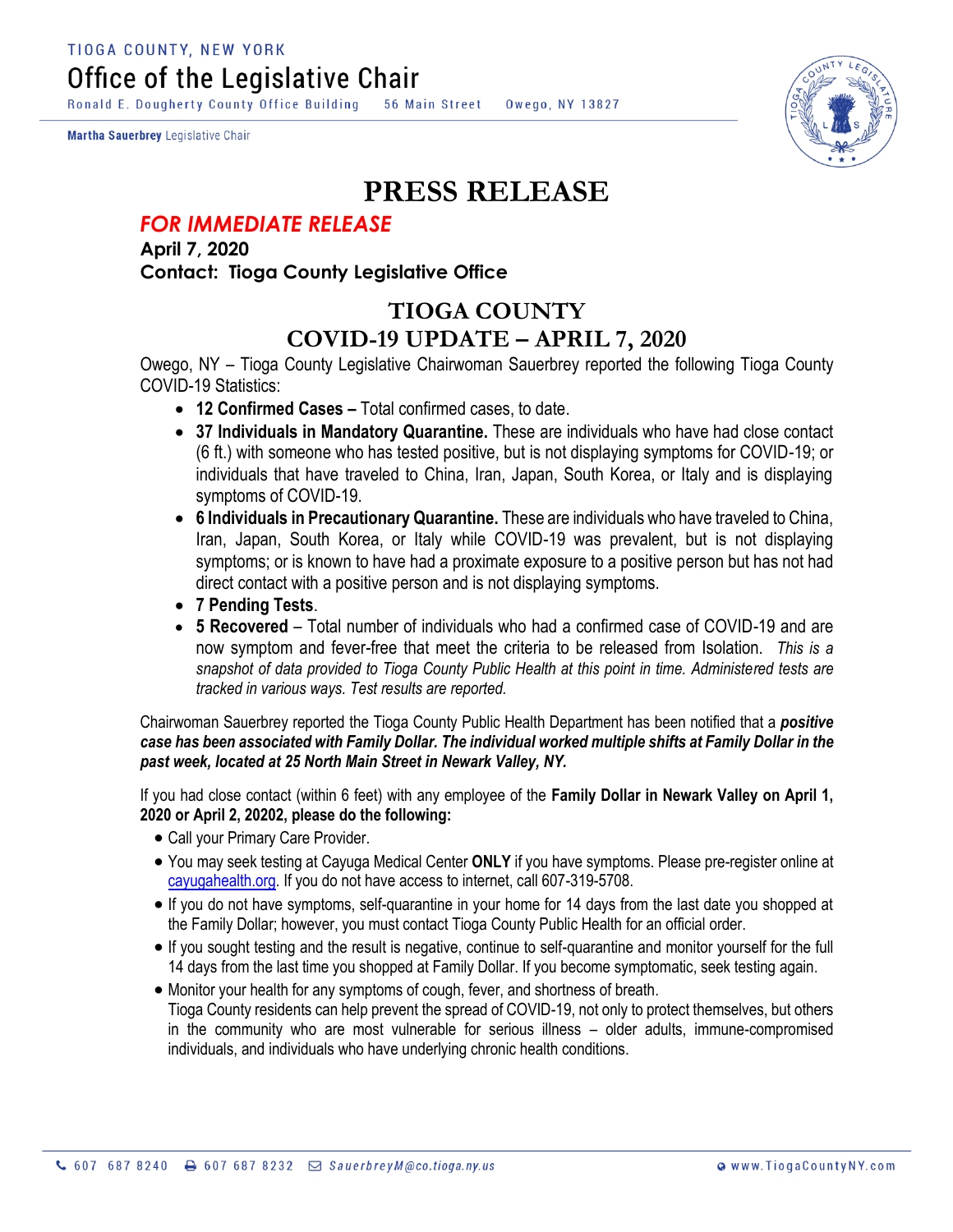TIOGA COUNTY, NEW YORK

# Office of the Legislative Chair

Ronald E. Dougherty County Office Building 56 Main Street Owego, NY 13827

**Martha Sauerbrey** Legislative Chair

# PRESS RELEASE

***FOR IMMEDIATE RELEASE***

**April 7, 2020**

**Contact: Tioga County Legislative Office**

## TIOGA COUNTY
## COVID-19 UPDATE – APRIL 7, 2020

Owego, NY – Tioga County Legislative Chairwoman Sauerbrey reported the following Tioga County COVID-19 Statistics:

- **12 Confirmed Cases –** Total confirmed cases, to date.
- **37 Individuals in Mandatory Quarantine.** These are individuals who have had close contact (6 ft.) with someone who has tested positive, but is not displaying symptoms for COVID-19; or individuals that have traveled to China, Iran, Japan, South Korea, or Italy and is displaying symptoms of COVID-19.
- **6 Individuals in Precautionary Quarantine.** These are individuals who have traveled to China, Iran, Japan, South Korea, or Italy while COVID-19 was prevalent, but is not displaying symptoms; or is known to have had a proximate exposure to a positive person but has not had direct contact with a positive person and is not displaying symptoms.
- **7 Pending Tests**.
- **5 Recovered** – Total number of individuals who had a confirmed case of COVID-19 and are now symptom and fever-free that meet the criteria to be released from Isolation. *This is a snapshot of data provided to Tioga County Public Health at this point in time. Administered tests are tracked in various ways. Test results are reported.*

Chairwoman Sauerbrey reported the Tioga County Public Health Department has been notified that a ***positive case has been associated with Family Dollar. The individual worked multiple shifts at Family Dollar in the past week, located at 25 North Main Street in Newark Valley, NY.***

If you had close contact (within 6 feet) with any employee of the **Family Dollar in Newark Valley on April 1, 2020 or April 2, 20202, please do the following:**

- Call your Primary Care Provider.
- You may seek testing at Cayuga Medical Center **ONLY** if you have symptoms. Please pre-register online at cayugahealth.org. If you do not have access to internet, call 607-319-5708.
- If you do not have symptoms, self-quarantine in your home for 14 days from the last date you shopped at the Family Dollar; however, you must contact Tioga County Public Health for an official order.
- If you sought testing and the result is negative, continue to self-quarantine and monitor yourself for the full 14 days from the last time you shopped at Family Dollar. If you become symptomatic, seek testing again.
- Monitor your health for any symptoms of cough, fever, and shortness of breath.
  Tioga County residents can help prevent the spread of COVID-19, not only to protect themselves, but others in the community who are most vulnerable for serious illness – older adults, immune-compromised individuals, and individuals who have underlying chronic health conditions.

607 687 8240 607 687 8232 SauerbreyM@co.tioga.ny.us www.TiogaCountyNY.com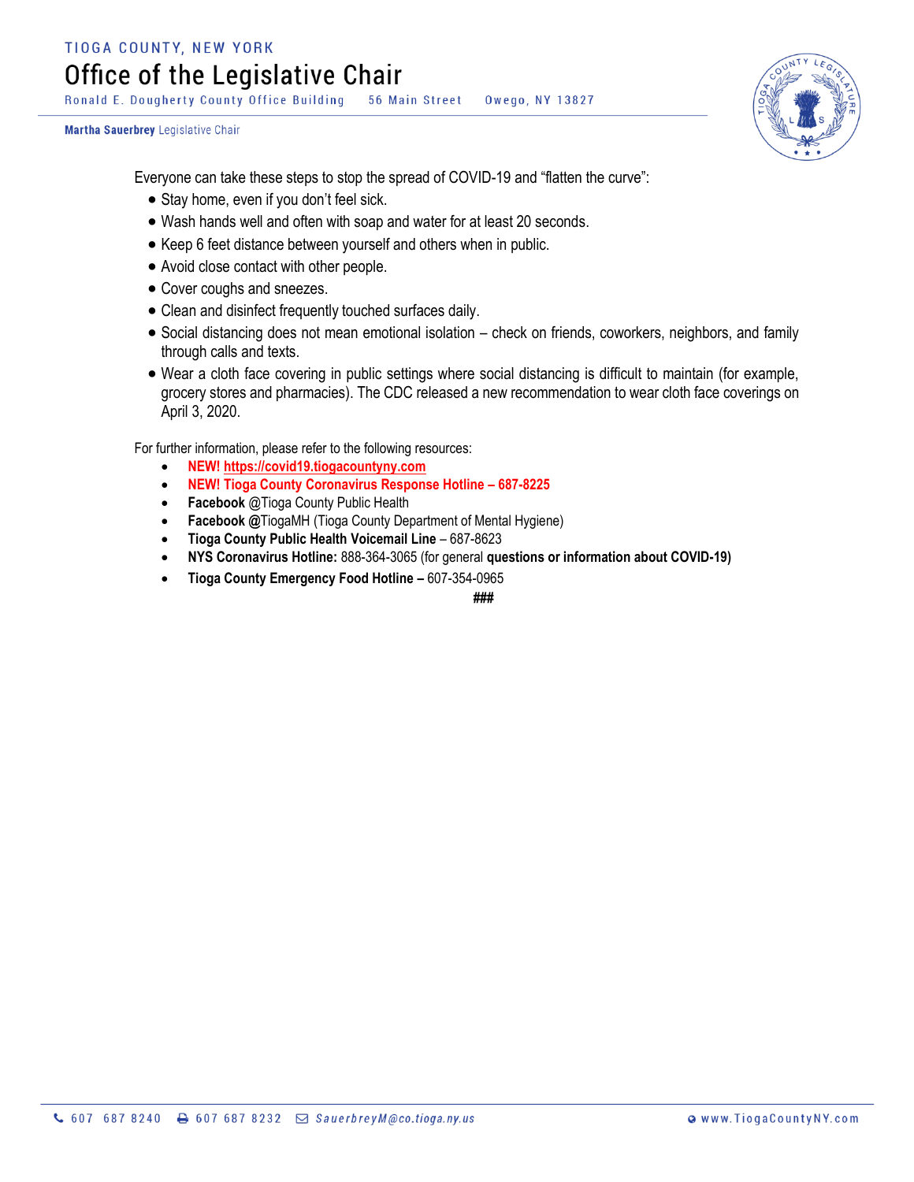Everyone can take these steps to stop the spread of COVID-19 and "flatten the curve":

- Stay home, even if you don't feel sick.
- Wash hands well and often with soap and water for at least 20 seconds.
- Keep 6 feet distance between yourself and others when in public.
- Avoid close contact with other people.
- Cover coughs and sneezes.
- Clean and disinfect frequently touched surfaces daily.
- Social distancing does not mean emotional isolation – check on friends, coworkers, neighbors, and family through calls and texts.
- Wear a cloth face covering in public settings where social distancing is difficult to maintain (for example, grocery stores and pharmacies). The CDC released a new recommendation to wear cloth face coverings on April 3, 2020.

For further information, please refer to the following resources:

- **NEW! https://covid19.tiogacountyny.com**
- **NEW! Tioga County Coronavirus Response Hotline – 687-8225**
- **Facebook** @Tioga County Public Health
- **Facebook @**TiogaMH (Tioga County Department of Mental Hygiene)
- **Tioga County Public Health Voicemail Line** – 687-8623
- **NYS Coronavirus Hotline:** 888-364-3065 (for general **questions or information about COVID-19)**
- **Tioga County Emergency Food Hotline –** 607-354-0965

###